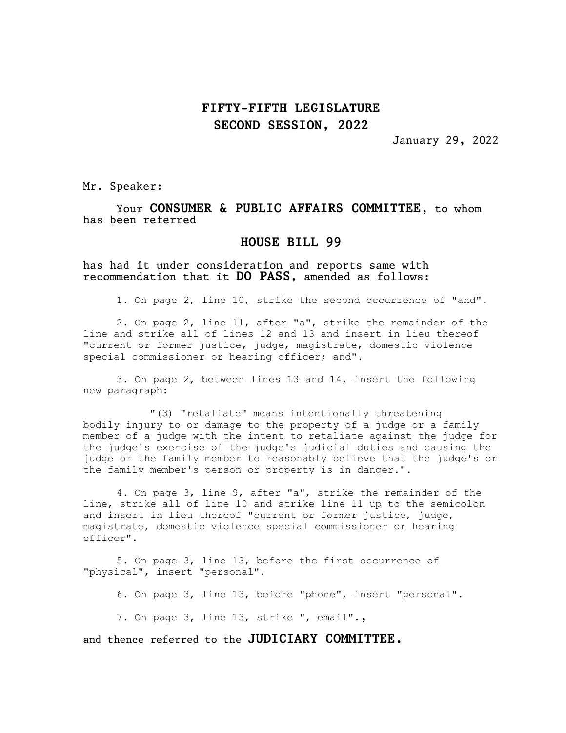# FIFTY-FIFTH LEGISLATURE
# SECOND SESSION, 2022

January 29, 2022

Mr. Speaker:

Your **CONSUMER & PUBLIC AFFAIRS COMMITTEE**, to whom has been referred

## HOUSE BILL 99

has had it under consideration and reports same with recommendation that it **DO PASS**, amended as follows:

1. On page 2, line 10, strike the second occurrence of "and".

2. On page 2, line 11, after "a", strike the remainder of the line and strike all of lines 12 and 13 and insert in lieu thereof "current or former justice, judge, magistrate, domestic violence special commissioner or hearing officer; and".

3. On page 2, between lines 13 and 14, insert the following new paragraph:

"(3) "retaliate" means intentionally threatening bodily injury to or damage to the property of a judge or a family member of a judge with the intent to retaliate against the judge for the judge's exercise of the judge's judicial duties and causing the judge or the family member to reasonably believe that the judge's or the family member's person or property is in danger.".

4. On page 3, line 9, after "a", strike the remainder of the line, strike all of line 10 and strike line 11 up to the semicolon and insert in lieu thereof "current or former justice, judge, magistrate, domestic violence special commissioner or hearing officer".

5. On page 3, line 13, before the first occurrence of "physical", insert "personal".

6. On page 3, line 13, before "phone", insert "personal".

7. On page 3, line 13, strike ", email".,

and thence referred to the **JUDICIARY COMMITTEE.**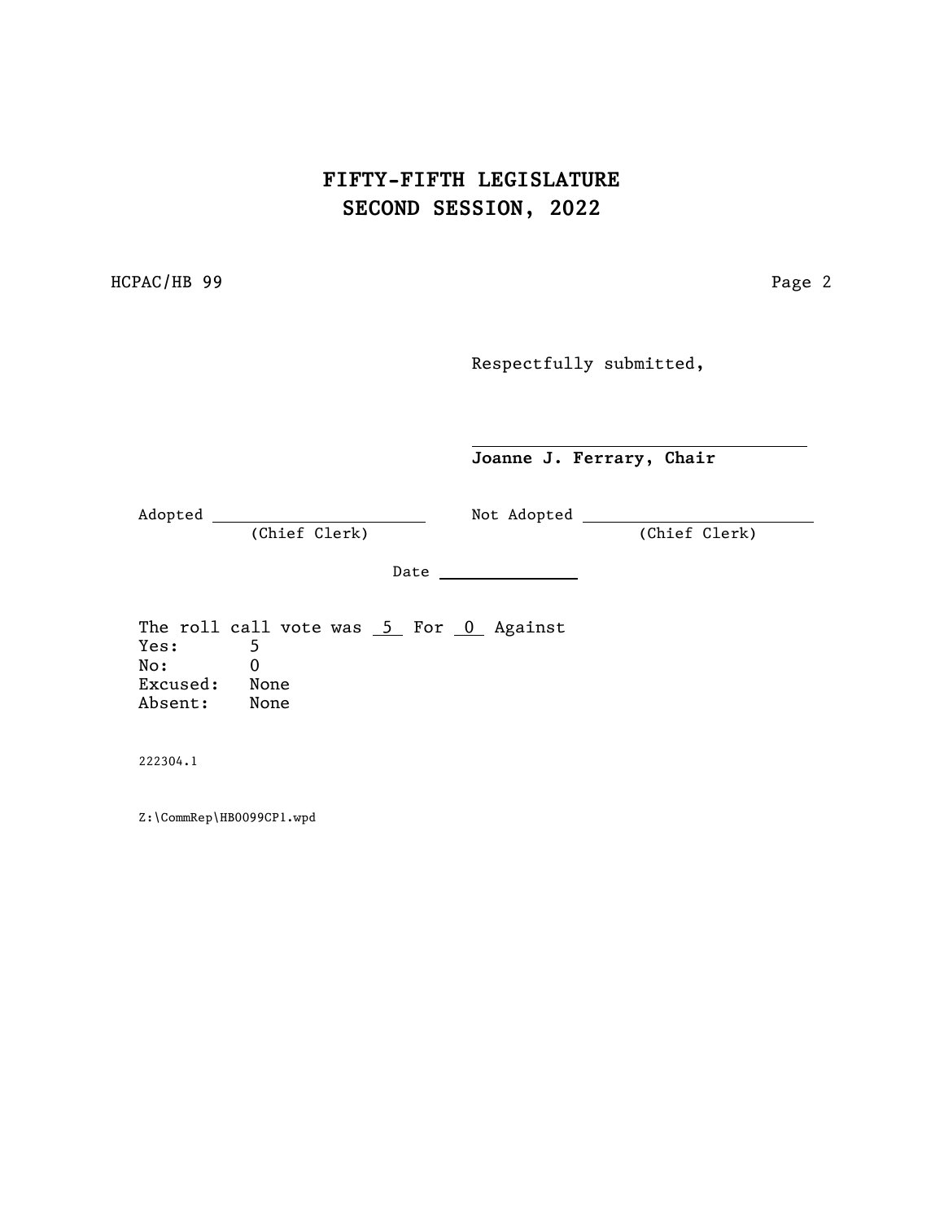# FIFTY-FIFTH LEGISLATURE
# SECOND SESSION, 2022

HCPAC/HB 99

Respectfully submitted,

______________________________
**Joanne J. Ferrary, Chair**

Adopted ______________________ (Chief Clerk)

Not Adopted ______________________ (Chief Clerk)

Date ______________

The roll call vote was 5 For 0 Against

Yes: 5

No: 0

Excused: None

Absent: None

222304.1

Z:\CommRep\HB0099CP1.wpd